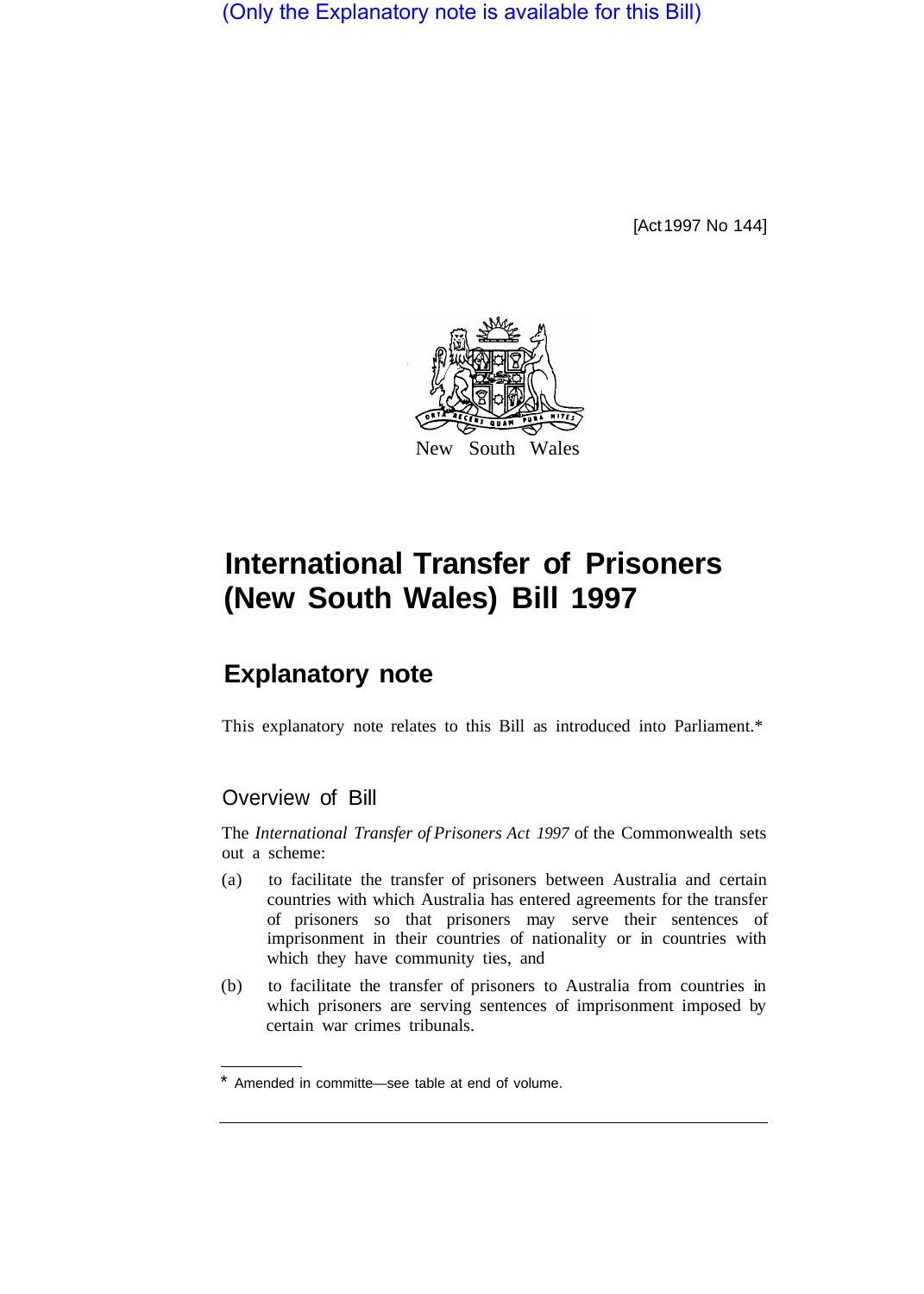(Only the Explanatory note is available for this Bill)

[Act 1997 No 144]

New South Wales

# International Transfer of Prisoners (New South Wales) Bill 1997

## Explanatory note

This explanatory note relates to this Bill as introduced into Parliament.*

### Overview of Bill

The *International Transfer of Prisoners Act 1997* of the Commonwealth sets out a scheme:

(a) to facilitate the transfer of prisoners between Australia and certain countries with which Australia has entered agreements for the transfer of prisoners so that prisoners may serve their sentences of imprisonment in their countries of nationality or in countries with which they have community ties, and

(b) to facilitate the transfer of prisoners to Australia from countries in which prisoners are serving sentences of imprisonment imposed by certain war crimes tribunals.

---

* Amended in committe—see table at end of volume.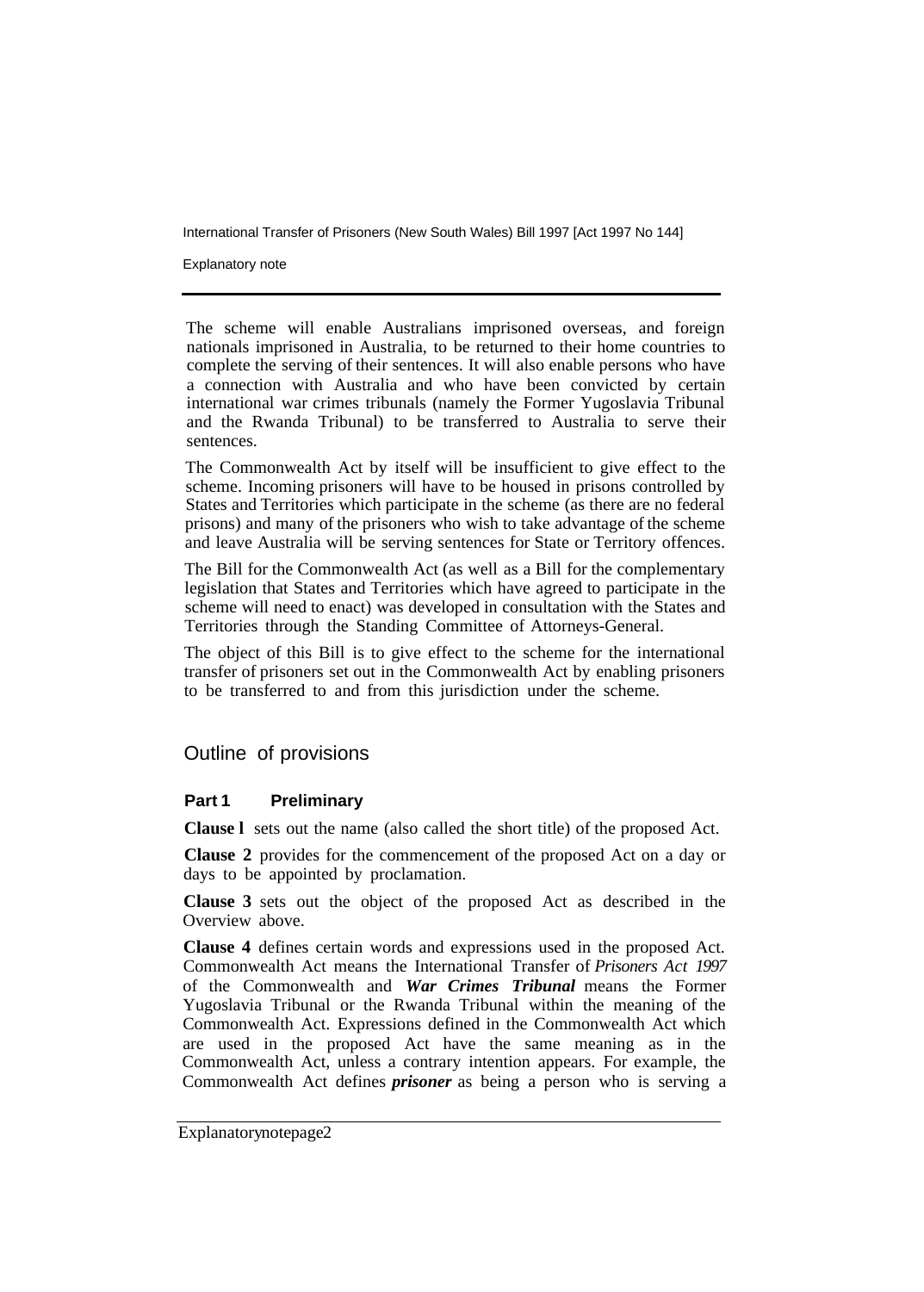The scheme will enable Australians imprisoned overseas, and foreign nationals imprisoned in Australia, to be returned to their home countries to complete the serving of their sentences. It will also enable persons who have a connection with Australia and who have been convicted by certain international war crimes tribunals (namely the Former Yugoslavia Tribunal and the Rwanda Tribunal) to be transferred to Australia to serve their sentences.

The Commonwealth Act by itself will be insufficient to give effect to the scheme. Incoming prisoners will have to be housed in prisons controlled by States and Territories which participate in the scheme (as there are no federal prisons) and many of the prisoners who wish to take advantage of the scheme and leave Australia will be serving sentences for State or Territory offences.

The Bill for the Commonwealth Act (as well as a Bill for the complementary legislation that States and Territories which have agreed to participate in the scheme will need to enact) was developed in consultation with the States and Territories through the Standing Committee of Attorneys-General.

The object of this Bill is to give effect to the scheme for the international transfer of prisoners set out in the Commonwealth Act by enabling prisoners to be transferred to and from this jurisdiction under the scheme.

## Outline of provisions

### Part 1 Preliminary

**Clause 1** sets out the name (also called the short title) of the proposed Act.

**Clause 2** provides for the commencement of the proposed Act on a day or days to be appointed by proclamation.

**Clause 3** sets out the object of the proposed Act as described in the Overview above.

**Clause 4** defines certain words and expressions used in the proposed Act. Commonwealth Act means the International Transfer of *Prisoners Act 1997* of the Commonwealth and ***War Crimes Tribunal*** means the Former Yugoslavia Tribunal or the Rwanda Tribunal within the meaning of the Commonwealth Act. Expressions defined in the Commonwealth Act which are used in the proposed Act have the same meaning as in the Commonwealth Act, unless a contrary intention appears. For example, the Commonwealth Act defines ***prisoner*** as being a person who is serving a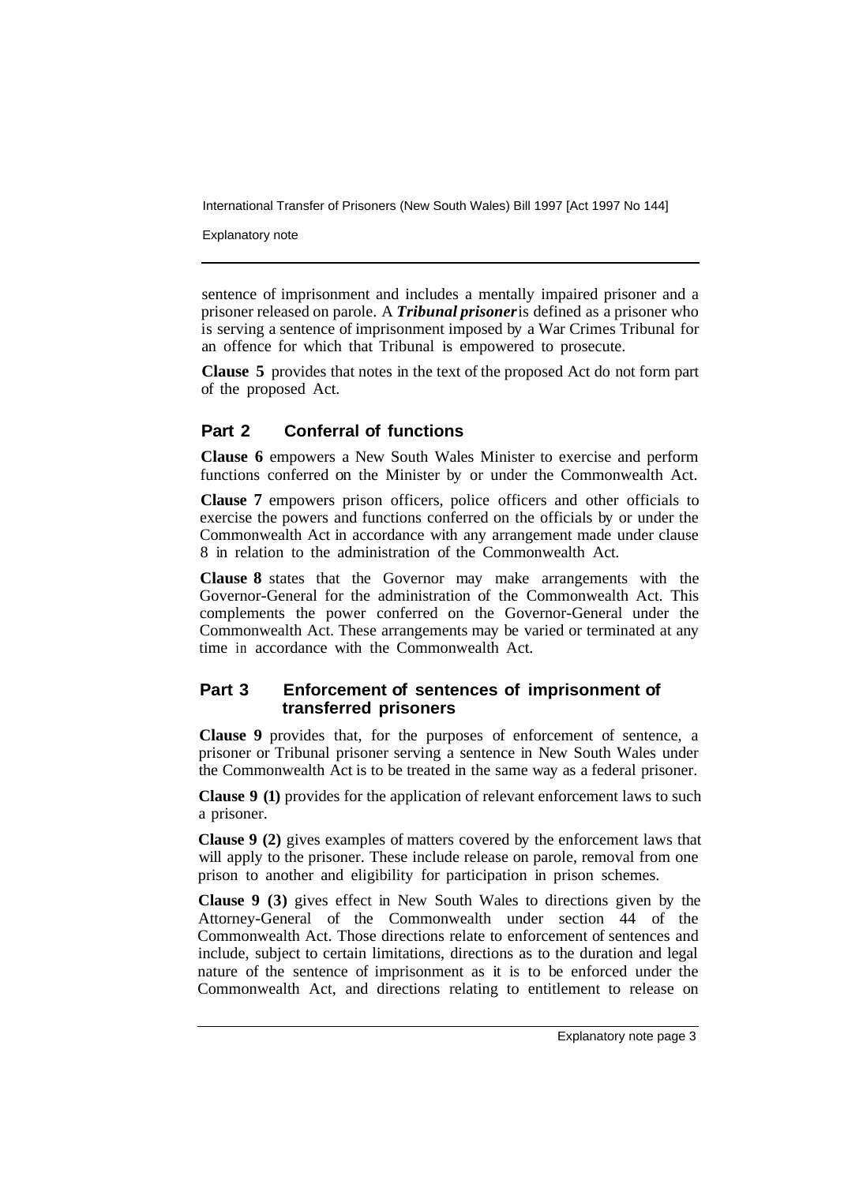sentence of imprisonment and includes a mentally impaired prisoner and a prisoner released on parole. A ***Tribunal prisoner*** is defined as a prisoner who is serving a sentence of imprisonment imposed by a War Crimes Tribunal for an offence for which that Tribunal is empowered to prosecute.

**Clause 5** provides that notes in the text of the proposed Act do not form part of the proposed Act.

## Part 2 Conferral of functions

**Clause 6** empowers a New South Wales Minister to exercise and perform functions conferred on the Minister by or under the Commonwealth Act.

**Clause 7** empowers prison officers, police officers and other officials to exercise the powers and functions conferred on the officials by or under the Commonwealth Act in accordance with any arrangement made under clause 8 in relation to the administration of the Commonwealth Act.

**Clause 8** states that the Governor may make arrangements with the Governor-General for the administration of the Commonwealth Act. This complements the power conferred on the Governor-General under the Commonwealth Act. These arrangements may be varied or terminated at any time in accordance with the Commonwealth Act.

## Part 3 Enforcement of sentences of imprisonment of transferred prisoners

**Clause 9** provides that, for the purposes of enforcement of sentence, a prisoner or Tribunal prisoner serving a sentence in New South Wales under the Commonwealth Act is to be treated in the same way as a federal prisoner.

**Clause 9 (1)** provides for the application of relevant enforcement laws to such a prisoner.

**Clause 9 (2)** gives examples of matters covered by the enforcement laws that will apply to the prisoner. These include release on parole, removal from one prison to another and eligibility for participation in prison schemes.

**Clause 9 (3)** gives effect in New South Wales to directions given by the Attorney-General of the Commonwealth under section 44 of the Commonwealth Act. Those directions relate to enforcement of sentences and include, subject to certain limitations, directions as to the duration and legal nature of the sentence of imprisonment as it is to be enforced under the Commonwealth Act, and directions relating to entitlement to release on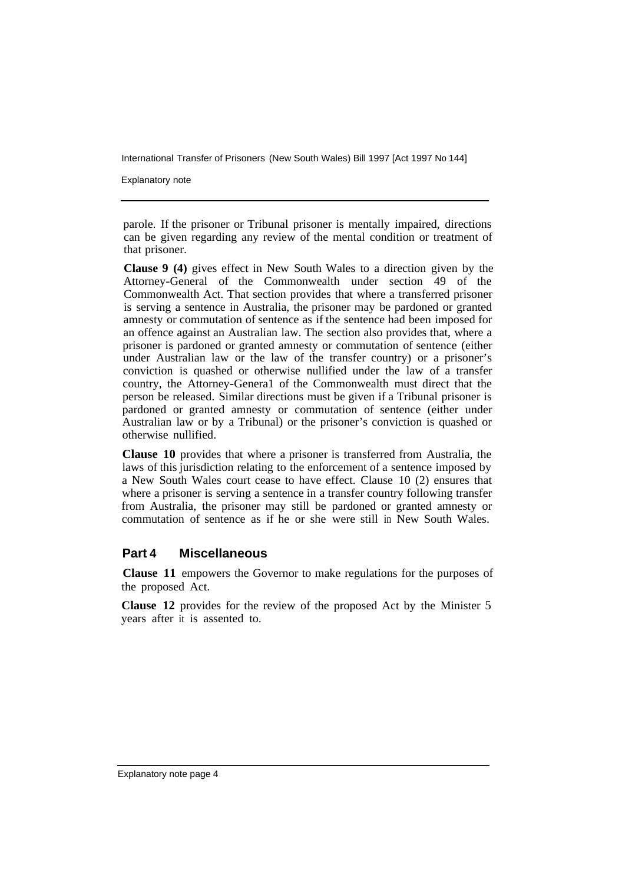parole. If the prisoner or Tribunal prisoner is mentally impaired, directions can be given regarding any review of the mental condition or treatment of that prisoner.

**Clause 9 (4)** gives effect in New South Wales to a direction given by the Attorney-General of the Commonwealth under section 49 of the Commonwealth Act. That section provides that where a transferred prisoner is serving a sentence in Australia, the prisoner may be pardoned or granted amnesty or commutation of sentence as if the sentence had been imposed for an offence against an Australian law. The section also provides that, where a prisoner is pardoned or granted amnesty or commutation of sentence (either under Australian law or the law of the transfer country) or a prisoner's conviction is quashed or otherwise nullified under the law of a transfer country, the Attorney-Genera1 of the Commonwealth must direct that the person be released. Similar directions must be given if a Tribunal prisoner is pardoned or granted amnesty or commutation of sentence (either under Australian law or by a Tribunal) or the prisoner's conviction is quashed or otherwise nullified.

**Clause 10** provides that where a prisoner is transferred from Australia, the laws of this jurisdiction relating to the enforcement of a sentence imposed by a New South Wales court cease to have effect. Clause 10 (2) ensures that where a prisoner is serving a sentence in a transfer country following transfer from Australia, the prisoner may still be pardoned or granted amnesty or commutation of sentence as if he or she were still in New South Wales.

## Part 4 Miscellaneous

**Clause 11** empowers the Governor to make regulations for the purposes of the proposed Act.

**Clause 12** provides for the review of the proposed Act by the Minister 5 years after it is assented to.